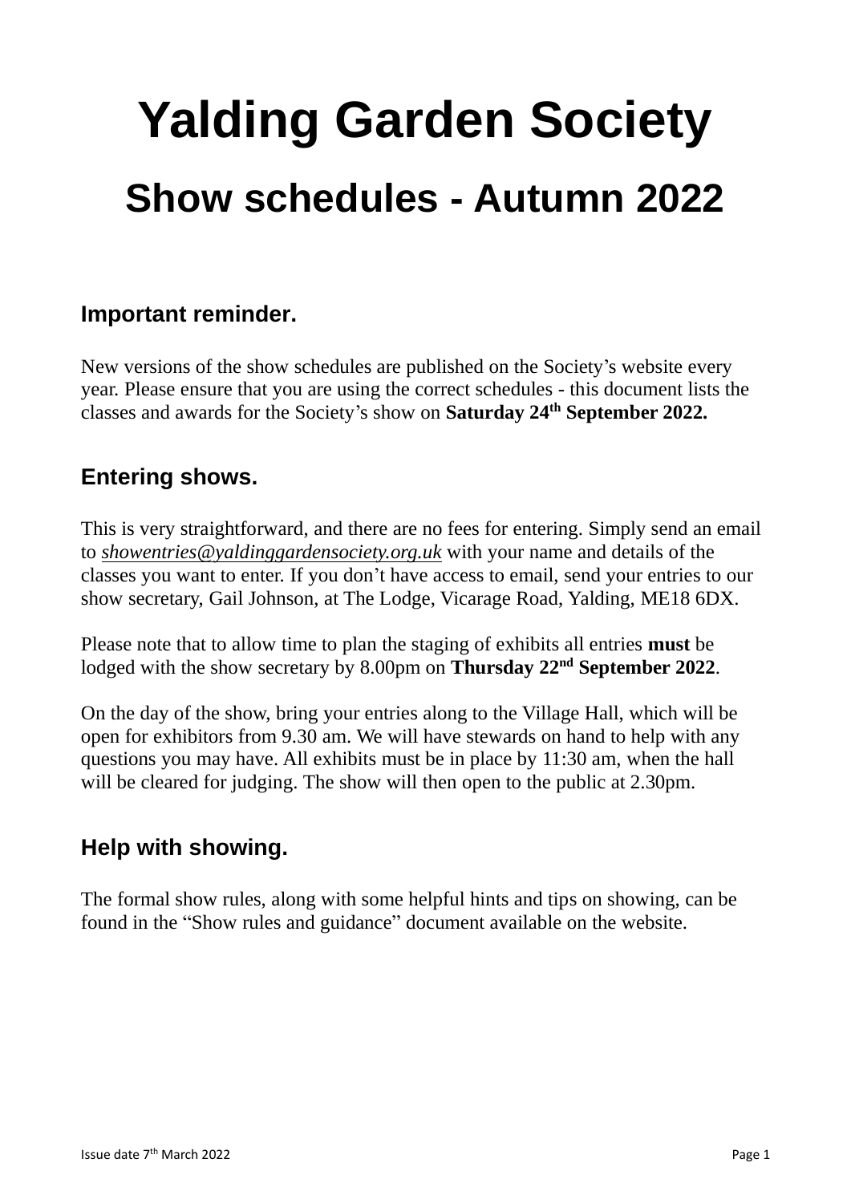# Yalding Garden Society

## Show schedules - Autumn 2022

### Important reminder.

New versions of the show schedules are published on the Society's website every year. Please ensure that you are using the correct schedules - this document lists the classes and awards for the Society's show on **Saturday 24th September 2022.**

### Entering shows.

This is very straightforward, and there are no fees for entering. Simply send an email to *showentries@yaldinggardensociety.org.uk* with your name and details of the classes you want to enter. If you don't have access to email, send your entries to our show secretary, Gail Johnson, at The Lodge, Vicarage Road, Yalding, ME18 6DX.

Please note that to allow time to plan the staging of exhibits all entries **must** be lodged with the show secretary by 8.00pm on **Thursday 22nd September 2022**.

On the day of the show, bring your entries along to the Village Hall, which will be open for exhibitors from 9.30 am. We will have stewards on hand to help with any questions you may have. All exhibits must be in place by 11:30 am, when the hall will be cleared for judging. The show will then open to the public at 2.30pm.

### Help with showing.

The formal show rules, along with some helpful hints and tips on showing, can be found in the "Show rules and guidance" document available on the website.

Issue date 7th March 2022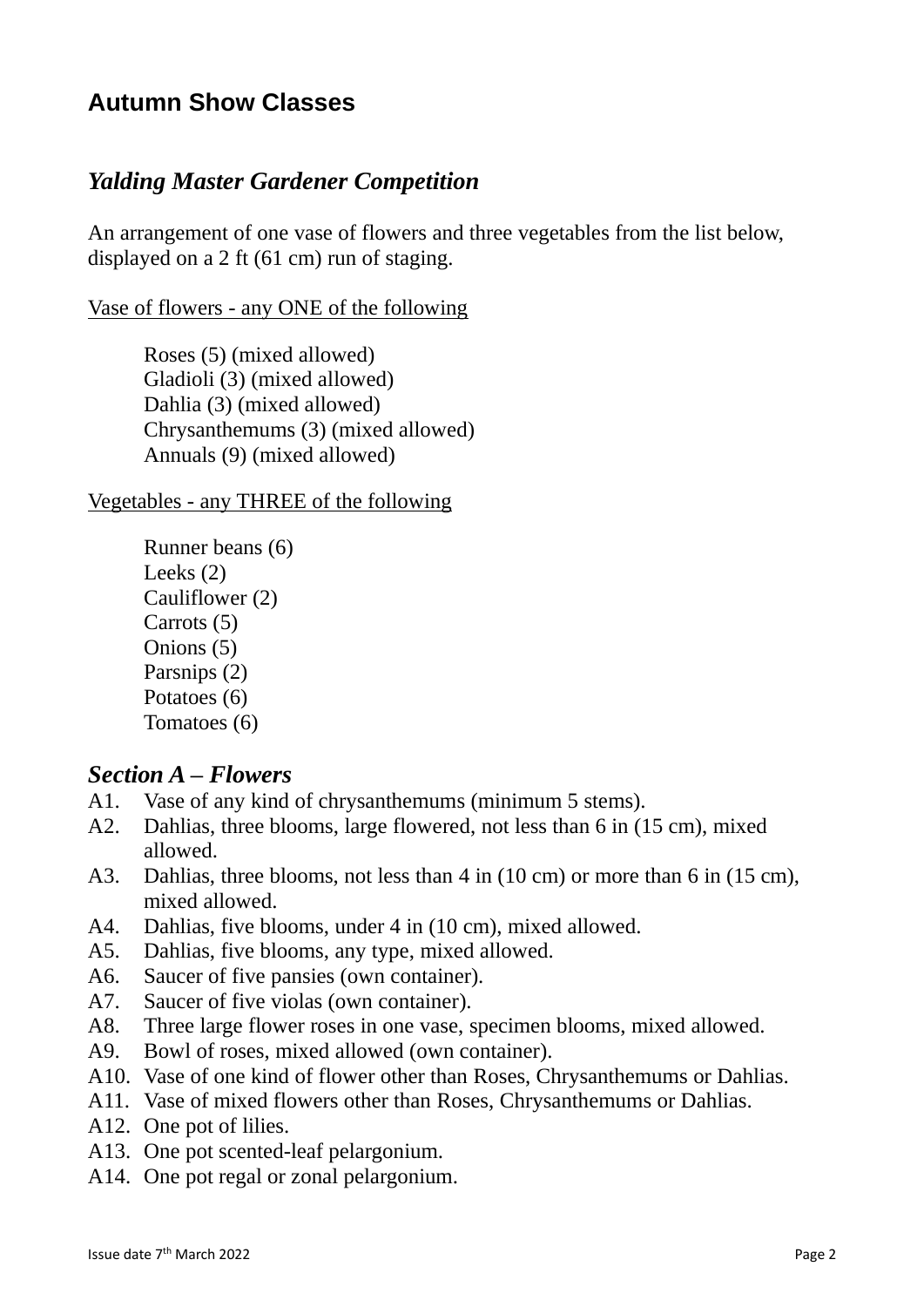## Autumn Show Classes

### *Yalding Master Gardener Competition*

An arrangement of one vase of flowers and three vegetables from the list below, displayed on a 2 ft (61 cm) run of staging.

<u>Vase of flowers - any ONE of the following</u>

Roses (5) (mixed allowed)
Gladioli (3) (mixed allowed)
Dahlia (3) (mixed allowed)
Chrysanthemums (3) (mixed allowed)
Annuals (9) (mixed allowed)

<u>Vegetables - any THREE of the following</u>

Runner beans (6)
Leeks (2)
Cauliflower (2)
Carrots (5)
Onions (5)
Parsnips (2)
Potatoes (6)
Tomatoes (6)

### *Section A – Flowers*

A1. Vase of any kind of chrysanthemums (minimum 5 stems).
A2. Dahlias, three blooms, large flowered, not less than 6 in (15 cm), mixed allowed.
A3. Dahlias, three blooms, not less than 4 in (10 cm) or more than 6 in (15 cm), mixed allowed.
A4. Dahlias, five blooms, under 4 in (10 cm), mixed allowed.
A5. Dahlias, five blooms, any type, mixed allowed.
A6. Saucer of five pansies (own container).
A7. Saucer of five violas (own container).
A8. Three large flower roses in one vase, specimen blooms, mixed allowed.
A9. Bowl of roses, mixed allowed (own container).
A10. Vase of one kind of flower other than Roses, Chrysanthemums or Dahlias.
A11. Vase of mixed flowers other than Roses, Chrysanthemums or Dahlias.
A12. One pot of lilies.
A13. One pot scented-leaf pelargonium.
A14. One pot regal or zonal pelargonium.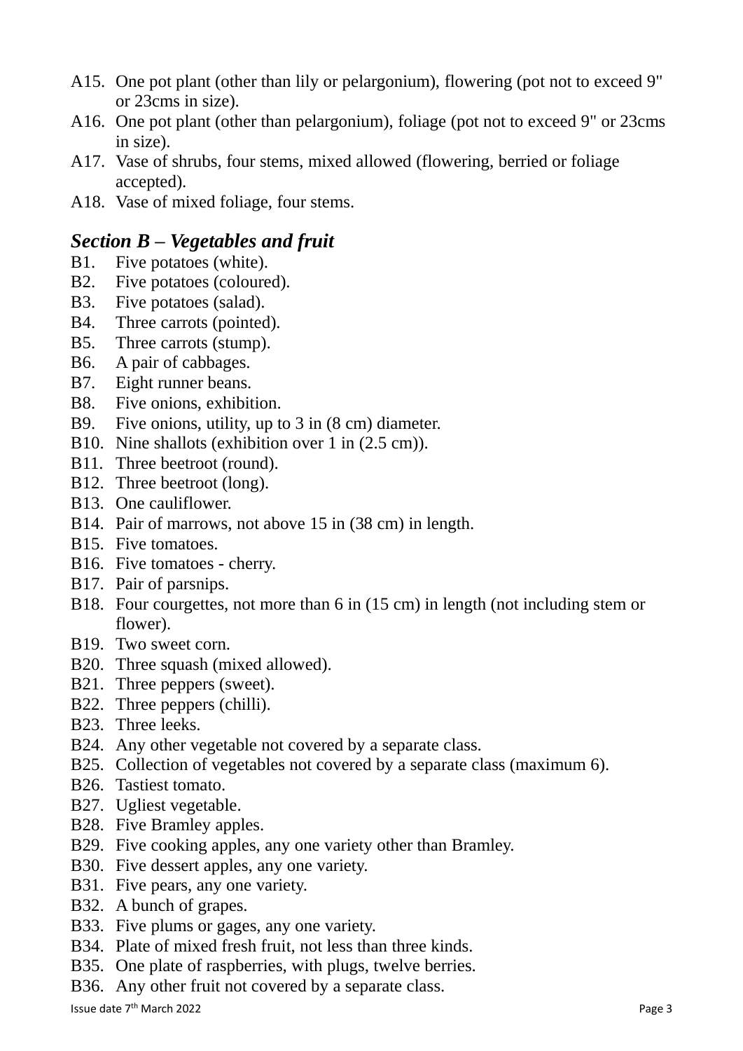A15. One pot plant (other than lily or pelargonium), flowering (pot not to exceed 9" or 23cms in size).
A16. One pot plant (other than pelargonium), foliage (pot not to exceed 9" or 23cms in size).
A17. Vase of shrubs, four stems, mixed allowed (flowering, berried or foliage accepted).
A18. Vase of mixed foliage, four stems.

## *Section B – Vegetables and fruit*

B1. Five potatoes (white).
B2. Five potatoes (coloured).
B3. Five potatoes (salad).
B4. Three carrots (pointed).
B5. Three carrots (stump).
B6. A pair of cabbages.
B7. Eight runner beans.
B8. Five onions, exhibition.
B9. Five onions, utility, up to 3 in (8 cm) diameter.
B10. Nine shallots (exhibition over 1 in (2.5 cm)).
B11. Three beetroot (round).
B12. Three beetroot (long).
B13. One cauliflower.
B14. Pair of marrows, not above 15 in (38 cm) in length.
B15. Five tomatoes.
B16. Five tomatoes - cherry.
B17. Pair of parsnips.
B18. Four courgettes, not more than 6 in (15 cm) in length (not including stem or flower).
B19. Two sweet corn.
B20. Three squash (mixed allowed).
B21. Three peppers (sweet).
B22. Three peppers (chilli).
B23. Three leeks.
B24. Any other vegetable not covered by a separate class.
B25. Collection of vegetables not covered by a separate class (maximum 6).
B26. Tastiest tomato.
B27. Ugliest vegetable.
B28. Five Bramley apples.
B29. Five cooking apples, any one variety other than Bramley.
B30. Five dessert apples, any one variety.
B31. Five pears, any one variety.
B32. A bunch of grapes.
B33. Five plums or gages, any one variety.
B34. Plate of mixed fresh fruit, not less than three kinds.
B35. One plate of raspberries, with plugs, twelve berries.
B36. Any other fruit not covered by a separate class.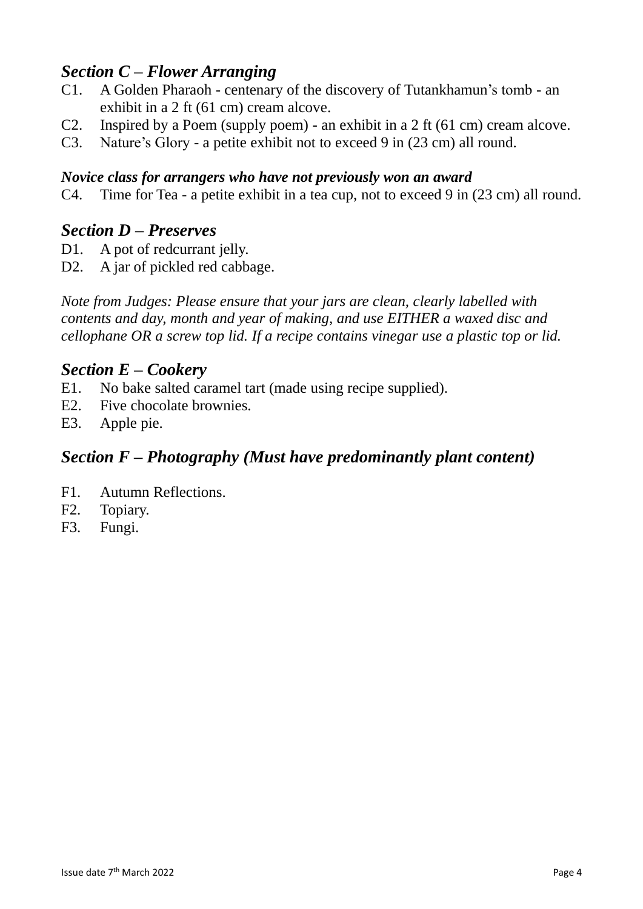## *Section C – Flower Arranging*

C1. A Golden Pharaoh - centenary of the discovery of Tutankhamun's tomb - an exhibit in a 2 ft (61 cm) cream alcove.

C2. Inspired by a Poem (supply poem) - an exhibit in a 2 ft (61 cm) cream alcove.

C3. Nature's Glory - a petite exhibit not to exceed 9 in (23 cm) all round.

***Novice class for arrangers who have not previously won an award***

C4. Time for Tea - a petite exhibit in a tea cup, not to exceed 9 in (23 cm) all round.

## *Section D – Preserves*

D1. A pot of redcurrant jelly.

D2. A jar of pickled red cabbage.

*Note from Judges: Please ensure that your jars are clean, clearly labelled with contents and day, month and year of making, and use EITHER a waxed disc and cellophane OR a screw top lid. If a recipe contains vinegar use a plastic top or lid.*

## *Section E – Cookery*

E1. No bake salted caramel tart (made using recipe supplied).

E2. Five chocolate brownies.

E3. Apple pie.

## *Section F – Photography (Must have predominantly plant content)*

F1. Autumn Reflections.

F2. Topiary.

F3. Fungi.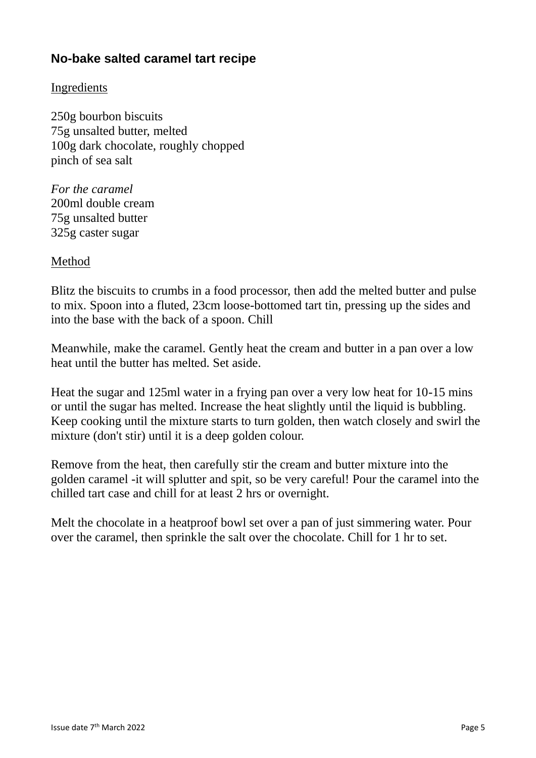## No-bake salted caramel tart recipe

Ingredients

250g bourbon biscuits  
75g unsalted butter, melted  
100g dark chocolate, roughly chopped  
pinch of sea salt

*For the caramel*  
200ml double cream  
75g unsalted butter  
325g caster sugar

Method

Blitz the biscuits to crumbs in a food processor, then add the melted butter and pulse to mix. Spoon into a fluted, 23cm loose-bottomed tart tin, pressing up the sides and into the base with the back of a spoon. Chill

Meanwhile, make the caramel. Gently heat the cream and butter in a pan over a low heat until the butter has melted. Set aside.

Heat the sugar and 125ml water in a frying pan over a very low heat for 10-15 mins or until the sugar has melted. Increase the heat slightly until the liquid is bubbling. Keep cooking until the mixture starts to turn golden, then watch closely and swirl the mixture (don't stir) until it is a deep golden colour.

Remove from the heat, then carefully stir the cream and butter mixture into the golden caramel -it will splutter and spit, so be very careful! Pour the caramel into the chilled tart case and chill for at least 2 hrs or overnight.

Melt the chocolate in a heatproof bowl set over a pan of just simmering water. Pour over the caramel, then sprinkle the salt over the chocolate. Chill for 1 hr to set.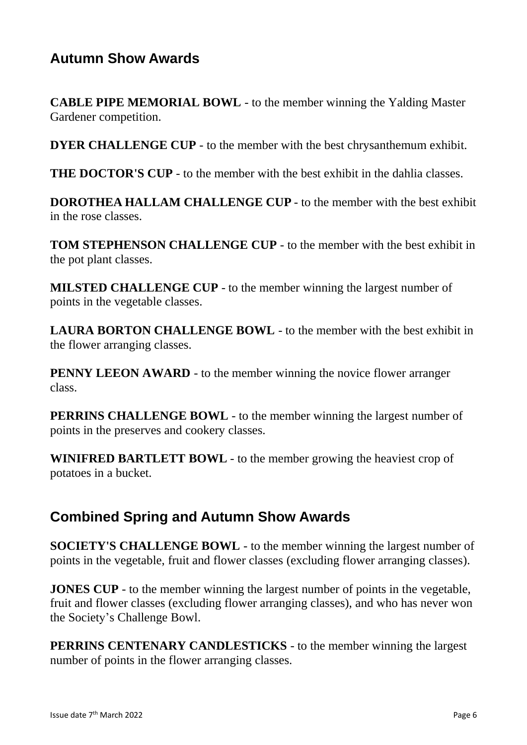## Autumn Show Awards

**CABLE PIPE MEMORIAL BOWL** - to the member winning the Yalding Master Gardener competition.

**DYER CHALLENGE CUP** - to the member with the best chrysanthemum exhibit.

**THE DOCTOR'S CUP** - to the member with the best exhibit in the dahlia classes.

**DOROTHEA HALLAM CHALLENGE CUP** - to the member with the best exhibit in the rose classes.

**TOM STEPHENSON CHALLENGE CUP** - to the member with the best exhibit in the pot plant classes.

**MILSTED CHALLENGE CUP** - to the member winning the largest number of points in the vegetable classes.

**LAURA BORTON CHALLENGE BOWL** - to the member with the best exhibit in the flower arranging classes.

**PENNY LEEON AWARD** - to the member winning the novice flower arranger class.

**PERRINS CHALLENGE BOWL** - to the member winning the largest number of points in the preserves and cookery classes.

**WINIFRED BARTLETT BOWL** - to the member growing the heaviest crop of potatoes in a bucket.

## Combined Spring and Autumn Show Awards

**SOCIETY'S CHALLENGE BOWL** - to the member winning the largest number of points in the vegetable, fruit and flower classes (excluding flower arranging classes).

**JONES CUP** - to the member winning the largest number of points in the vegetable, fruit and flower classes (excluding flower arranging classes), and who has never won the Society's Challenge Bowl.

**PERRINS CENTENARY CANDLESTICKS** - to the member winning the largest number of points in the flower arranging classes.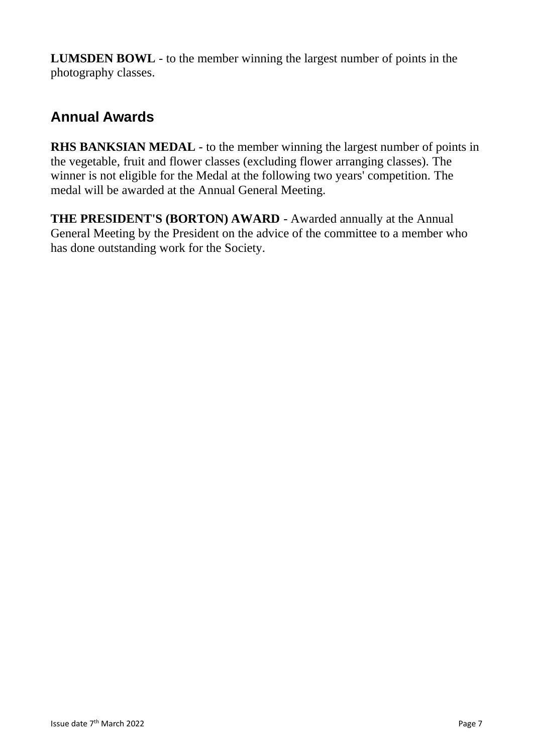**LUMSDEN BOWL** - to the member winning the largest number of points in the photography classes.

## Annual Awards

**RHS BANKSIAN MEDAL** - to the member winning the largest number of points in the vegetable, fruit and flower classes (excluding flower arranging classes). The winner is not eligible for the Medal at the following two years' competition. The medal will be awarded at the Annual General Meeting.

**THE PRESIDENT'S (BORTON) AWARD** - Awarded annually at the Annual General Meeting by the President on the advice of the committee to a member who has done outstanding work for the Society.